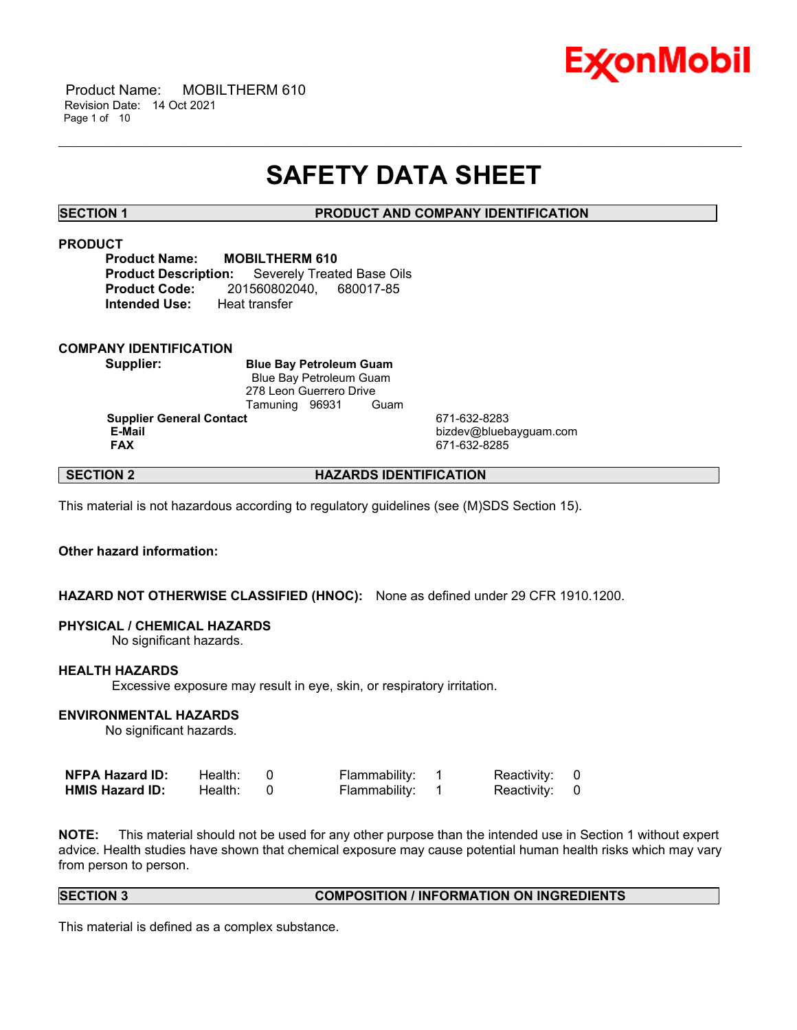# SAFETY DATA SHEET

## SECTION 1 PRODUCT AND COMPANY IDENTIFICATION

### PRODUCT

**Product Name:** **MOBILTHERM 610**
**Product Description:** Severely Treated Base Oils
**Product Code:** 201560802040, 680017-85
**Intended Use:** Heat transfer

### COMPANY IDENTIFICATION

**Supplier:** **Blue Bay Petroleum Guam**
Blue Bay Petroleum Guam
278 Leon Guerrero Drive
Tamuning 96931 Guam

**Supplier General Contact** 671-632-8283
**E-Mail** bizdev@bluebayguam.com
**FAX** 671-632-8285

## SECTION 2 HAZARDS IDENTIFICATION

This material is not hazardous according to regulatory guidelines (see (M)SDS Section 15).

**Other hazard information:**

**HAZARD NOT OTHERWISE CLASSIFIED (HNOC):** None as defined under 29 CFR 1910.1200.

**PHYSICAL / CHEMICAL HAZARDS**
No significant hazards.

**HEALTH HAZARDS**
Excessive exposure may result in eye, skin, or respiratory irritation.

**ENVIRONMENTAL HAZARDS**
No significant hazards.

| | | | | | | |
|---|---|---|---|---|---|---|
| **NFPA Hazard ID:** | Health: | 0 | Flammability: | 1 | Reactivity: | 0 |
| **HMIS Hazard ID:** | Health: | 0 | Flammability: | 1 | Reactivity: | 0 |

**NOTE:** This material should not be used for any other purpose than the intended use in Section 1 without expert advice. Health studies have shown that chemical exposure may cause potential human health risks which may vary from person to person.

## SECTION 3 COMPOSITION / INFORMATION ON INGREDIENTS

This material is defined as a complex substance.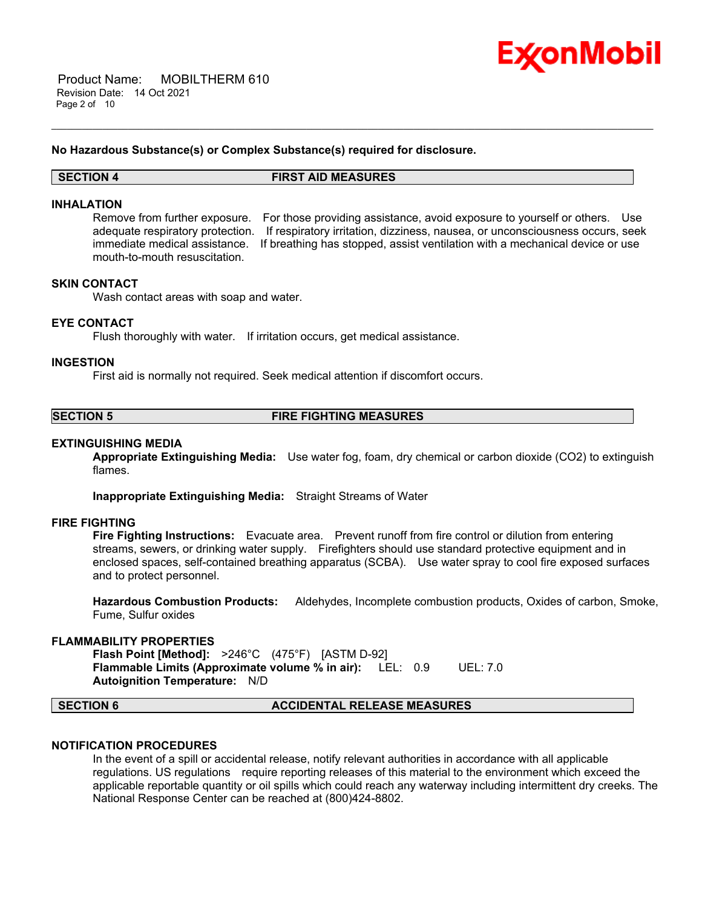**No Hazardous Substance(s) or Complex Substance(s) required for disclosure.**

## SECTION 4 FIRST AID MEASURES

### INHALATION

Remove from further exposure. For those providing assistance, avoid exposure to yourself or others. Use adequate respiratory protection. If respiratory irritation, dizziness, nausea, or unconsciousness occurs, seek immediate medical assistance. If breathing has stopped, assist ventilation with a mechanical device or use mouth-to-mouth resuscitation.

### SKIN CONTACT

Wash contact areas with soap and water.

### EYE CONTACT

Flush thoroughly with water. If irritation occurs, get medical assistance.

### INGESTION

First aid is normally not required. Seek medical attention if discomfort occurs.

## SECTION 5 FIRE FIGHTING MEASURES

### EXTINGUISHING MEDIA

**Appropriate Extinguishing Media:** Use water fog, foam, dry chemical or carbon dioxide ($CO_2$) to extinguish flames.

**Inappropriate Extinguishing Media:** Straight Streams of Water

### FIRE FIGHTING

**Fire Fighting Instructions:** Evacuate area. Prevent runoff from fire control or dilution from entering streams, sewers, or drinking water supply. Firefighters should use standard protective equipment and in enclosed spaces, self-contained breathing apparatus (SCBA). Use water spray to cool fire exposed surfaces and to protect personnel.

**Hazardous Combustion Products:** Aldehydes, Incomplete combustion products, Oxides of carbon, Smoke, Fume, Sulfur oxides

### FLAMMABILITY PROPERTIES

**Flash Point [Method]:** >246°C (475°F) [ASTM D-92]
**Flammable Limits (Approximate volume % in air):** LEL: 0.9 UEL: 7.0
**Autoignition Temperature:** N/D

## SECTION 6 ACCIDENTAL RELEASE MEASURES

### NOTIFICATION PROCEDURES

In the event of a spill or accidental release, notify relevant authorities in accordance with all applicable regulations. US regulations require reporting releases of this material to the environment which exceed the applicable reportable quantity or oil spills which could reach any waterway including intermittent dry creeks. The National Response Center can be reached at (800)424-8802.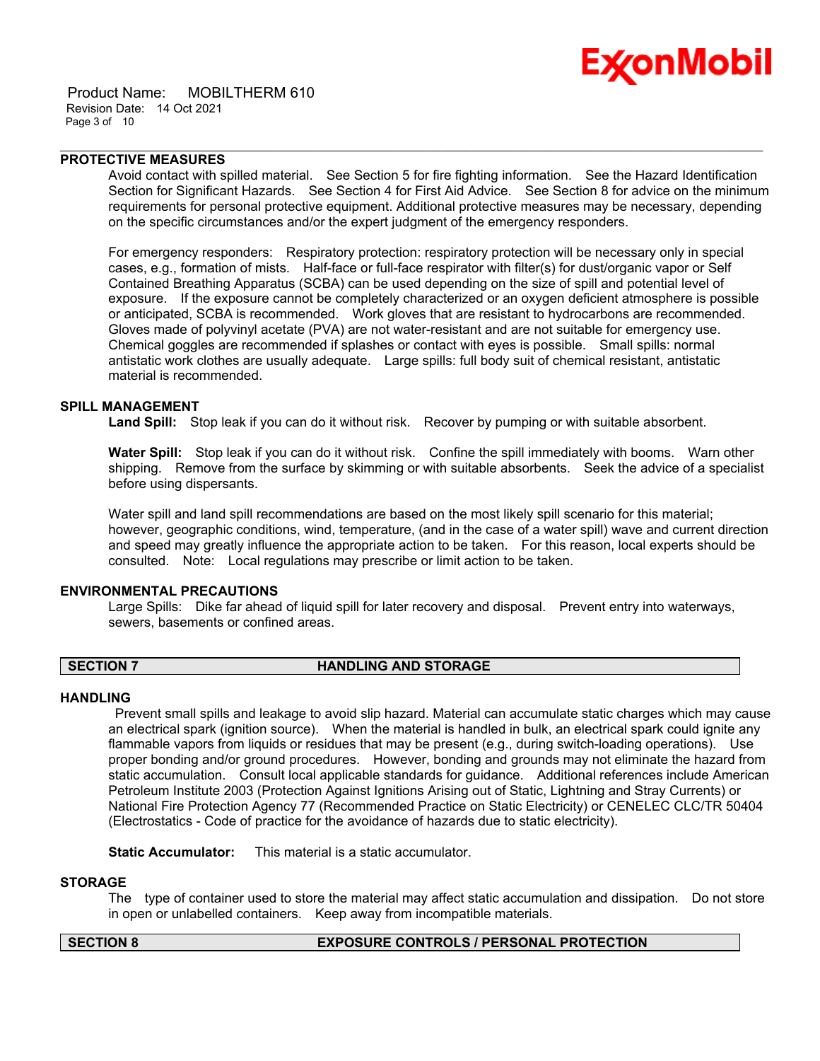### PROTECTIVE MEASURES

Avoid contact with spilled material. See Section 5 for fire fighting information. See the Hazard Identification Section for Significant Hazards. See Section 4 for First Aid Advice. See Section 8 for advice on the minimum requirements for personal protective equipment. Additional protective measures may be necessary, depending on the specific circumstances and/or the expert judgment of the emergency responders.

For emergency responders: Respiratory protection: respiratory protection will be necessary only in special cases, e.g., formation of mists. Half-face or full-face respirator with filter(s) for dust/organic vapor or Self Contained Breathing Apparatus (SCBA) can be used depending on the size of spill and potential level of exposure. If the exposure cannot be completely characterized or an oxygen deficient atmosphere is possible or anticipated, SCBA is recommended. Work gloves that are resistant to hydrocarbons are recommended. Gloves made of polyvinyl acetate (PVA) are not water-resistant and are not suitable for emergency use. Chemical goggles are recommended if splashes or contact with eyes is possible. Small spills: normal antistatic work clothes are usually adequate. Large spills: full body suit of chemical resistant, antistatic material is recommended.

### SPILL MANAGEMENT

**Land Spill:** Stop leak if you can do it without risk. Recover by pumping or with suitable absorbent.

**Water Spill:** Stop leak if you can do it without risk. Confine the spill immediately with booms. Warn other shipping. Remove from the surface by skimming or with suitable absorbents. Seek the advice of a specialist before using dispersants.

Water spill and land spill recommendations are based on the most likely spill scenario for this material; however, geographic conditions, wind, temperature, (and in the case of a water spill) wave and current direction and speed may greatly influence the appropriate action to be taken. For this reason, local experts should be consulted. Note: Local regulations may prescribe or limit action to be taken.

### ENVIRONMENTAL PRECAUTIONS

Large Spills: Dike far ahead of liquid spill for later recovery and disposal. Prevent entry into waterways, sewers, basements or confined areas.

## SECTION 7 HANDLING AND STORAGE

### HANDLING

Prevent small spills and leakage to avoid slip hazard. Material can accumulate static charges which may cause an electrical spark (ignition source). When the material is handled in bulk, an electrical spark could ignite any flammable vapors from liquids or residues that may be present (e.g., during switch-loading operations). Use proper bonding and/or ground procedures. However, bonding and grounds may not eliminate the hazard from static accumulation. Consult local applicable standards for guidance. Additional references include American Petroleum Institute 2003 (Protection Against Ignitions Arising out of Static, Lightning and Stray Currents) or National Fire Protection Agency 77 (Recommended Practice on Static Electricity) or CENELEC CLC/TR 50404 (Electrostatics - Code of practice for the avoidance of hazards due to static electricity).

**Static Accumulator:** This material is a static accumulator.

### STORAGE

The type of container used to store the material may affect static accumulation and dissipation. Do not store in open or unlabelled containers. Keep away from incompatible materials.

## SECTION 8 EXPOSURE CONTROLS / PERSONAL PROTECTION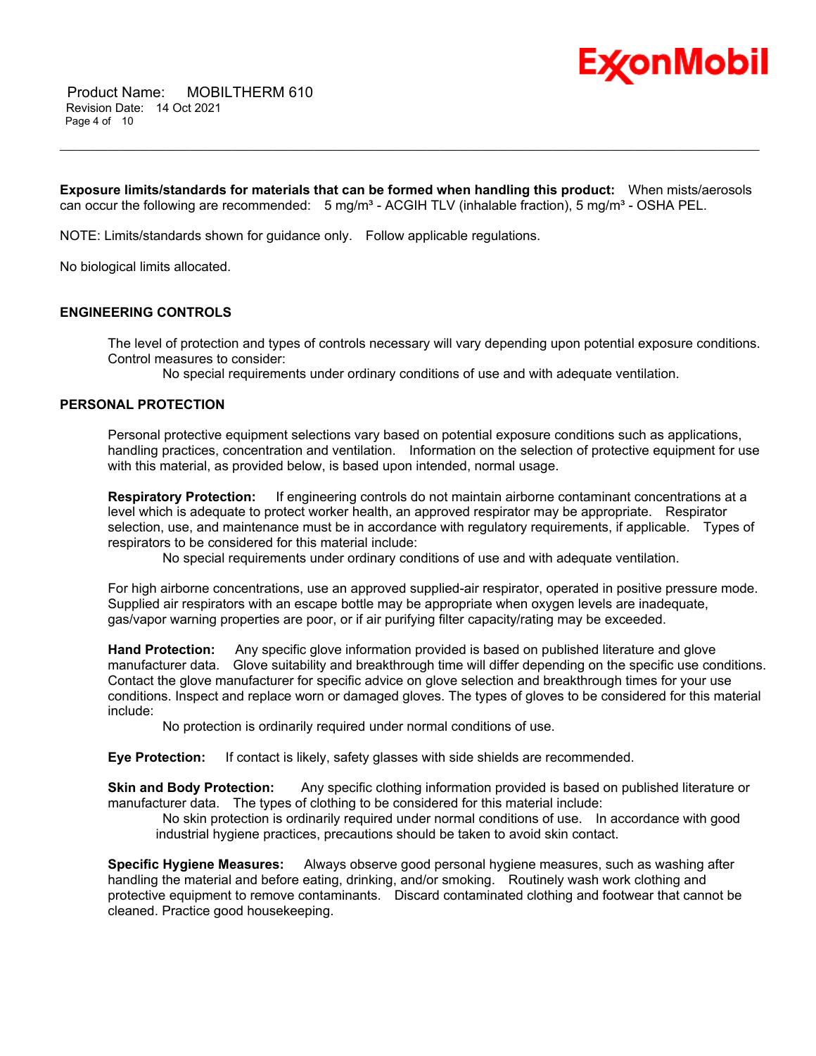**Exposure limits/standards for materials that can be formed when handling this product:** When mists/aerosols can occur the following are recommended: 5 mg/m³ - ACGIH TLV (inhalable fraction), 5 mg/m³ - OSHA PEL.

NOTE: Limits/standards shown for guidance only. Follow applicable regulations.

No biological limits allocated.

## ENGINEERING CONTROLS

The level of protection and types of controls necessary will vary depending upon potential exposure conditions. Control measures to consider:

No special requirements under ordinary conditions of use and with adequate ventilation.

## PERSONAL PROTECTION

Personal protective equipment selections vary based on potential exposure conditions such as applications, handling practices, concentration and ventilation. Information on the selection of protective equipment for use with this material, as provided below, is based upon intended, normal usage.

**Respiratory Protection:** If engineering controls do not maintain airborne contaminant concentrations at a level which is adequate to protect worker health, an approved respirator may be appropriate. Respirator selection, use, and maintenance must be in accordance with regulatory requirements, if applicable. Types of respirators to be considered for this material include:

No special requirements under ordinary conditions of use and with adequate ventilation.

For high airborne concentrations, use an approved supplied-air respirator, operated in positive pressure mode. Supplied air respirators with an escape bottle may be appropriate when oxygen levels are inadequate, gas/vapor warning properties are poor, or if air purifying filter capacity/rating may be exceeded.

**Hand Protection:** Any specific glove information provided is based on published literature and glove manufacturer data. Glove suitability and breakthrough time will differ depending on the specific use conditions. Contact the glove manufacturer for specific advice on glove selection and breakthrough times for your use conditions. Inspect and replace worn or damaged gloves. The types of gloves to be considered for this material include:

No protection is ordinarily required under normal conditions of use.

**Eye Protection:** If contact is likely, safety glasses with side shields are recommended.

**Skin and Body Protection:** Any specific clothing information provided is based on published literature or manufacturer data. The types of clothing to be considered for this material include:

No skin protection is ordinarily required under normal conditions of use. In accordance with good industrial hygiene practices, precautions should be taken to avoid skin contact.

**Specific Hygiene Measures:** Always observe good personal hygiene measures, such as washing after handling the material and before eating, drinking, and/or smoking. Routinely wash work clothing and protective equipment to remove contaminants. Discard contaminated clothing and footwear that cannot be cleaned. Practice good housekeeping.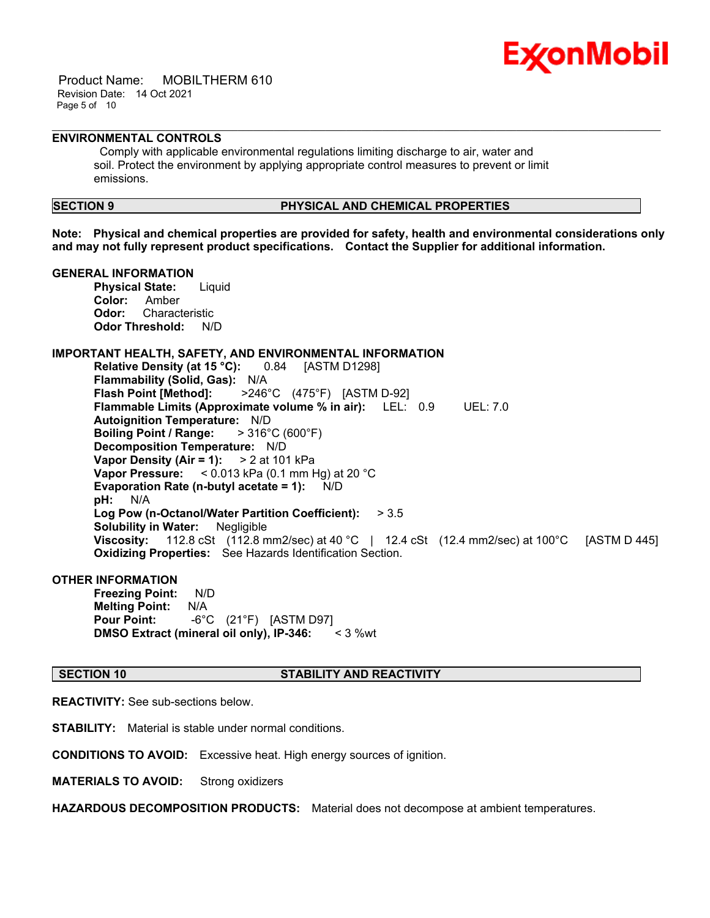### ENVIRONMENTAL CONTROLS

Comply with applicable environmental regulations limiting discharge to air, water and soil. Protect the environment by applying appropriate control measures to prevent or limit emissions.

## SECTION 9 PHYSICAL AND CHEMICAL PROPERTIES

**Note: Physical and chemical properties are provided for safety, health and environmental considerations only and may not fully represent product specifications. Contact the Supplier for additional information.**

### GENERAL INFORMATION

**Physical State:** Liquid
**Color:** Amber
**Odor:** Characteristic
**Odor Threshold:** N/D

### IMPORTANT HEALTH, SAFETY, AND ENVIRONMENTAL INFORMATION

**Relative Density (at 15 °C):** 0.84 [ASTM D1298]
**Flammability (Solid, Gas):** N/A
**Flash Point [Method]:** >246°C (475°F) [ASTM D-92]
**Flammable Limits (Approximate volume % in air):** LEL: 0.9 UEL: 7.0
**Autoignition Temperature:** N/D
**Boiling Point / Range:** > 316°C (600°F)
**Decomposition Temperature:** N/D
**Vapor Density (Air = 1):** > 2 at 101 kPa
**Vapor Pressure:** < 0.013 kPa (0.1 mm Hg) at 20 °C
**Evaporation Rate (n-butyl acetate = 1):** N/D
**pH:** N/A
**Log Pow (n-Octanol/Water Partition Coefficient):** > 3.5
**Solubility in Water:** Negligible
**Viscosity:** 112.8 cSt (112.8 mm2/sec) at 40 °C | 12.4 cSt (12.4 mm2/sec) at 100°C [ASTM D 445]
**Oxidizing Properties:** See Hazards Identification Section.

### OTHER INFORMATION

**Freezing Point:** N/D
**Melting Point:** N/A
**Pour Point:** -6°C (21°F) [ASTM D97]
**DMSO Extract (mineral oil only), IP-346:** < 3 %wt

## SECTION 10 STABILITY AND REACTIVITY

**REACTIVITY:** See sub-sections below.

**STABILITY:** Material is stable under normal conditions.

**CONDITIONS TO AVOID:** Excessive heat. High energy sources of ignition.

**MATERIALS TO AVOID:** Strong oxidizers

**HAZARDOUS DECOMPOSITION PRODUCTS:** Material does not decompose at ambient temperatures.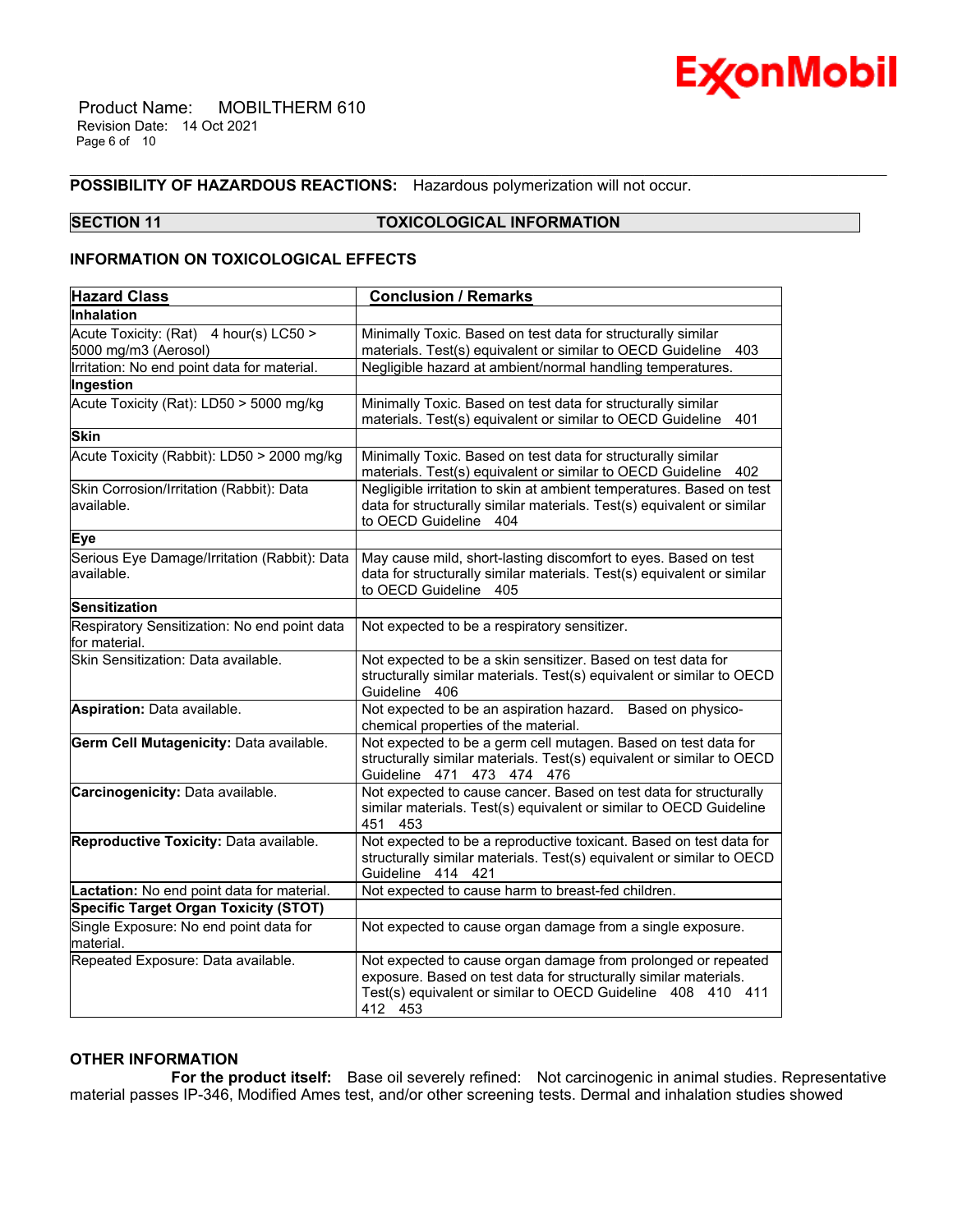**POSSIBILITY OF HAZARDOUS REACTIONS:** Hazardous polymerization will not occur.

## SECTION 11 TOXICOLOGICAL INFORMATION

### INFORMATION ON TOXICOLOGICAL EFFECTS

| Hazard Class | Conclusion / Remarks |
|---|---|
| **Inhalation** | |
| Acute Toxicity: (Rat) 4 hour(s) LC50 > 5000 mg/m3 (Aerosol) | Minimally Toxic. Based on test data for structurally similar materials. Test(s) equivalent or similar to OECD Guideline 403 |
| Irritation: No end point data for material. | Negligible hazard at ambient/normal handling temperatures. |
| **Ingestion** | |
| Acute Toxicity (Rat): LD50 > 5000 mg/kg | Minimally Toxic. Based on test data for structurally similar materials. Test(s) equivalent or similar to OECD Guideline 401 |
| **Skin** | |
| Acute Toxicity (Rabbit): LD50 > 2000 mg/kg | Minimally Toxic. Based on test data for structurally similar materials. Test(s) equivalent or similar to OECD Guideline 402 |
| Skin Corrosion/Irritation (Rabbit): Data available. | Negligible irritation to skin at ambient temperatures. Based on test data for structurally similar materials. Test(s) equivalent or similar to OECD Guideline 404 |
| **Eye** | |
| Serious Eye Damage/Irritation (Rabbit): Data available. | May cause mild, short-lasting discomfort to eyes. Based on test data for structurally similar materials. Test(s) equivalent or similar to OECD Guideline 405 |
| **Sensitization** | |
| Respiratory Sensitization: No end point data for material. | Not expected to be a respiratory sensitizer. |
| Skin Sensitization: Data available. | Not expected to be a skin sensitizer. Based on test data for structurally similar materials. Test(s) equivalent or similar to OECD Guideline 406 |
| **Aspiration:** Data available. | Not expected to be an aspiration hazard. Based on physico-chemical properties of the material. |
| **Germ Cell Mutagenicity:** Data available. | Not expected to be a germ cell mutagen. Based on test data for structurally similar materials. Test(s) equivalent or similar to OECD Guideline 471 473 474 476 |
| **Carcinogenicity:** Data available. | Not expected to cause cancer. Based on test data for structurally similar materials. Test(s) equivalent or similar to OECD Guideline 451 453 |
| **Reproductive Toxicity:** Data available. | Not expected to be a reproductive toxicant. Based on test data for structurally similar materials. Test(s) equivalent or similar to OECD Guideline 414 421 |
| **Lactation:** No end point data for material. | Not expected to cause harm to breast-fed children. |
| **Specific Target Organ Toxicity (STOT)** | |
| Single Exposure: No end point data for material. | Not expected to cause organ damage from a single exposure. |
| Repeated Exposure: Data available. | Not expected to cause organ damage from prolonged or repeated exposure. Based on test data for structurally similar materials. Test(s) equivalent or similar to OECD Guideline 408 410 411 412 453 |

### OTHER INFORMATION

**For the product itself:** Base oil severely refined: Not carcinogenic in animal studies. Representative material passes IP-346, Modified Ames test, and/or other screening tests. Dermal and inhalation studies showed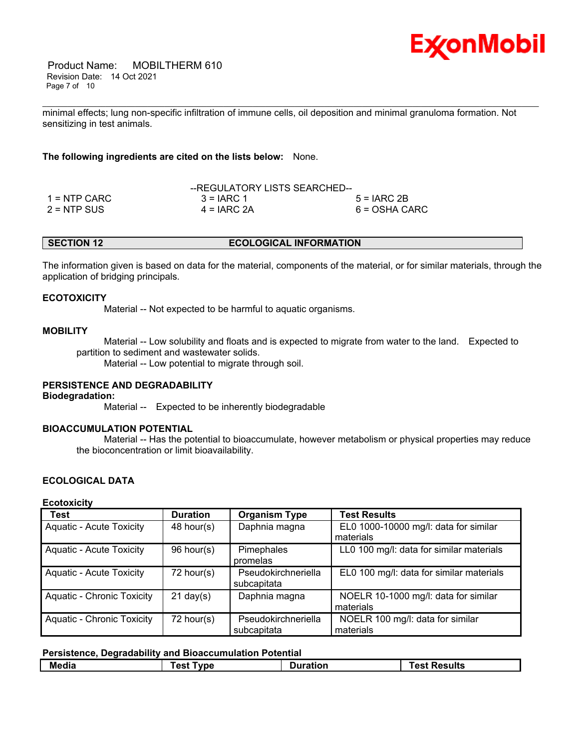minimal effects; lung non-specific infiltration of immune cells, oil deposition and minimal granuloma formation. Not sensitizing in test animals.

**The following ingredients are cited on the lists below:** None.

--REGULATORY LISTS SEARCHED--

| | | |
|---|---|---|
| 1 = NTP CARC | 3 = IARC 1 | 5 = IARC 2B |
| 2 = NTP SUS | 4 = IARC 2A | 6 = OSHA CARC |

## SECTION 12 ECOLOGICAL INFORMATION

The information given is based on data for the material, components of the material, or for similar materials, through the application of bridging principals.

### ECOTOXICITY

Material -- Not expected to be harmful to aquatic organisms.

### MOBILITY

Material -- Low solubility and floats and is expected to migrate from water to the land. Expected to partition to sediment and wastewater solids.

Material -- Low potential to migrate through soil.

### PERSISTENCE AND DEGRADABILITY

**Biodegradation:**

Material -- Expected to be inherently biodegradable

### BIOACCUMULATION POTENTIAL

Material -- Has the potential to bioaccumulate, however metabolism or physical properties may reduce the bioconcentration or limit bioavailability.

### ECOLOGICAL DATA

**Ecotoxicity**

| Test | Duration | Organism Type | Test Results |
|---|---|---|---|
| Aquatic - Acute Toxicity | 48 hour(s) | Daphnia magna | EL0 1000-10000 mg/l: data for similar materials |
| Aquatic - Acute Toxicity | 96 hour(s) | Pimephales promelas | LL0 100 mg/l: data for similar materials |
| Aquatic - Acute Toxicity | 72 hour(s) | Pseudokirchneriella subcapitata | EL0 100 mg/l: data for similar materials |
| Aquatic - Chronic Toxicity | 21 day(s) | Daphnia magna | NOELR 10-1000 mg/l: data for similar materials |
| Aquatic - Chronic Toxicity | 72 hour(s) | Pseudokirchneriella subcapitata | NOELR 100 mg/l: data for similar materials |

**Persistence, Degradability and Bioaccumulation Potential**

| Media | Test Type | Duration | Test Results |
|---|---|---|---|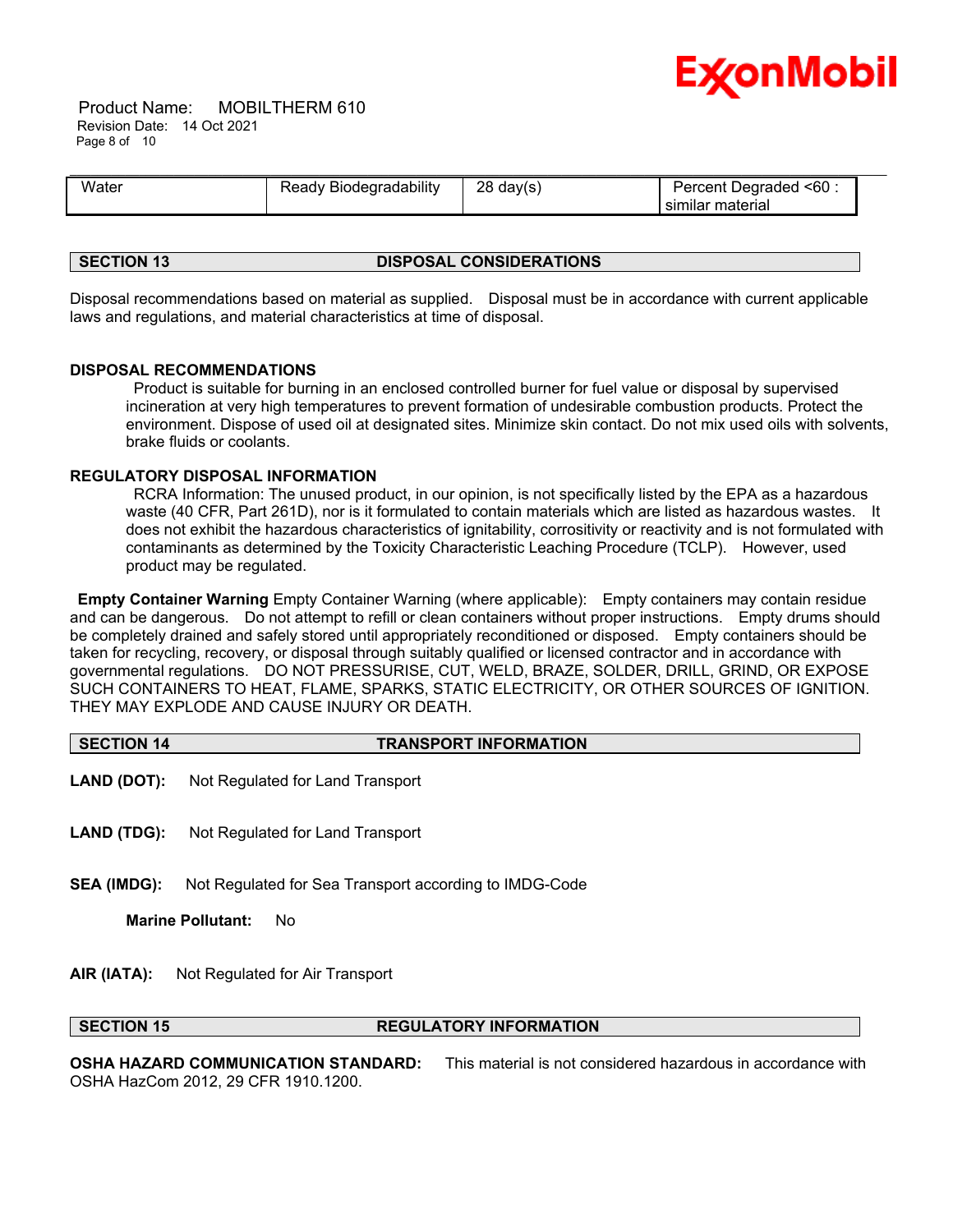| Water | Ready Biodegradability | 28 day(s) | Percent Degraded <60 : similar material |
|---|---|---|---|

## SECTION 13 DISPOSAL CONSIDERATIONS

Disposal recommendations based on material as supplied. Disposal must be in accordance with current applicable laws and regulations, and material characteristics at time of disposal.

### DISPOSAL RECOMMENDATIONS

Product is suitable for burning in an enclosed controlled burner for fuel value or disposal by supervised incineration at very high temperatures to prevent formation of undesirable combustion products. Protect the environment. Dispose of used oil at designated sites. Minimize skin contact. Do not mix used oils with solvents, brake fluids or coolants.

### REGULATORY DISPOSAL INFORMATION

RCRA Information: The unused product, in our opinion, is not specifically listed by the EPA as a hazardous waste (40 CFR, Part 261D), nor is it formulated to contain materials which are listed as hazardous wastes. It does not exhibit the hazardous characteristics of ignitability, corrositivity or reactivity and is not formulated with contaminants as determined by the Toxicity Characteristic Leaching Procedure (TCLP). However, used product may be regulated.

**Empty Container Warning** Empty Container Warning (where applicable): Empty containers may contain residue and can be dangerous. Do not attempt to refill or clean containers without proper instructions. Empty drums should be completely drained and safely stored until appropriately reconditioned or disposed. Empty containers should be taken for recycling, recovery, or disposal through suitably qualified or licensed contractor and in accordance with governmental regulations. DO NOT PRESSURISE, CUT, WELD, BRAZE, SOLDER, DRILL, GRIND, OR EXPOSE SUCH CONTAINERS TO HEAT, FLAME, SPARKS, STATIC ELECTRICITY, OR OTHER SOURCES OF IGNITION. THEY MAY EXPLODE AND CAUSE INJURY OR DEATH.

## SECTION 14 TRANSPORT INFORMATION

**LAND (DOT):** Not Regulated for Land Transport

**LAND (TDG):** Not Regulated for Land Transport

**SEA (IMDG):** Not Regulated for Sea Transport according to IMDG-Code

**Marine Pollutant:** No

**AIR (IATA):** Not Regulated for Air Transport

## SECTION 15 REGULATORY INFORMATION

**OSHA HAZARD COMMUNICATION STANDARD:** This material is not considered hazardous in accordance with OSHA HazCom 2012, 29 CFR 1910.1200.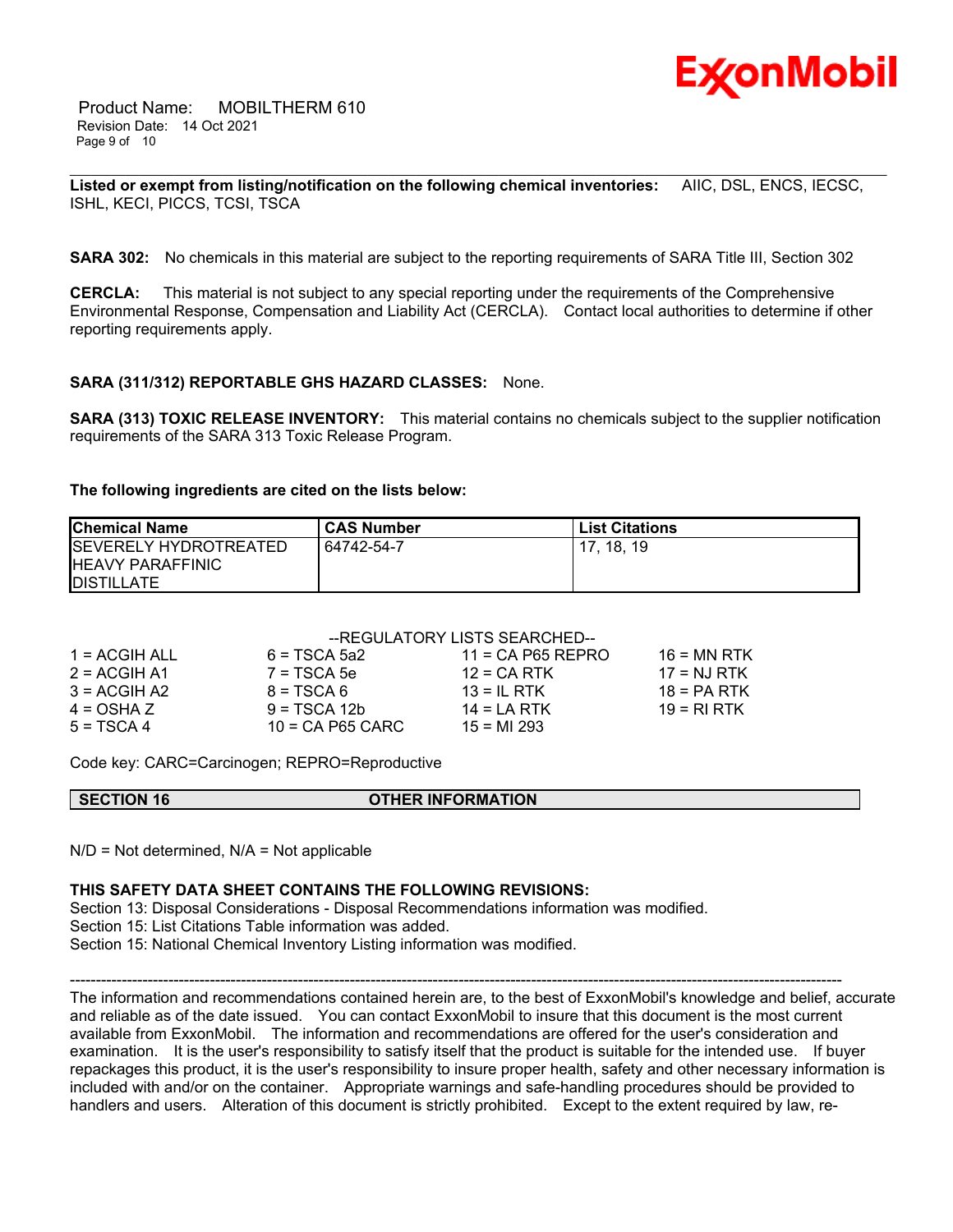**Listed or exempt from listing/notification on the following chemical inventories:** AIIC, DSL, ENCS, IECSC, ISHL, KECI, PICCS, TCSI, TSCA

**SARA 302:** No chemicals in this material are subject to the reporting requirements of SARA Title III, Section 302

**CERCLA:** This material is not subject to any special reporting under the requirements of the Comprehensive Environmental Response, Compensation and Liability Act (CERCLA). Contact local authorities to determine if other reporting requirements apply.

**SARA (311/312) REPORTABLE GHS HAZARD CLASSES:** None.

**SARA (313) TOXIC RELEASE INVENTORY:** This material contains no chemicals subject to the supplier notification requirements of the SARA 313 Toxic Release Program.

**The following ingredients are cited on the lists below:**

| Chemical Name | CAS Number | List Citations |
|---|---|---|
| SEVERELY HYDROTREATED HEAVY PARAFFINIC DISTILLATE | 64742-54-7 | 17, 18, 19 |

--REGULATORY LISTS SEARCHED--

| | | | |
|---|---|---|---|
| 1 = ACGIH ALL | 6 = TSCA 5a2 | 11 = CA P65 REPRO | 16 = MN RTK |
| 2 = ACGIH A1 | 7 = TSCA 5e | 12 = CA RTK | 17 = NJ RTK |
| 3 = ACGIH A2 | 8 = TSCA 6 | 13 = IL RTK | 18 = PA RTK |
| 4 = OSHA Z | 9 = TSCA 12b | 14 = LA RTK | 19 = RI RTK |
| 5 = TSCA 4 | 10 = CA P65 CARC | 15 = MI 293 | |

Code key: CARC=Carcinogen; REPRO=Reproductive

## SECTION 16 OTHER INFORMATION

N/D = Not determined, N/A = Not applicable

**THIS SAFETY DATA SHEET CONTAINS THE FOLLOWING REVISIONS:**

Section 13: Disposal Considerations - Disposal Recommendations information was modified.
Section 15: List Citations Table information was added.
Section 15: National Chemical Inventory Listing information was modified.

-----------------------------------------------------------------------------------------------------------------------------------------------------

The information and recommendations contained herein are, to the best of ExxonMobil's knowledge and belief, accurate and reliable as of the date issued. You can contact ExxonMobil to insure that this document is the most current available from ExxonMobil. The information and recommendations are offered for the user's consideration and examination. It is the user's responsibility to satisfy itself that the product is suitable for the intended use. If buyer repackages this product, it is the user's responsibility to insure proper health, safety and other necessary information is included with and/or on the container. Appropriate warnings and safe-handling procedures should be provided to handlers and users. Alteration of this document is strictly prohibited. Except to the extent required by law, re-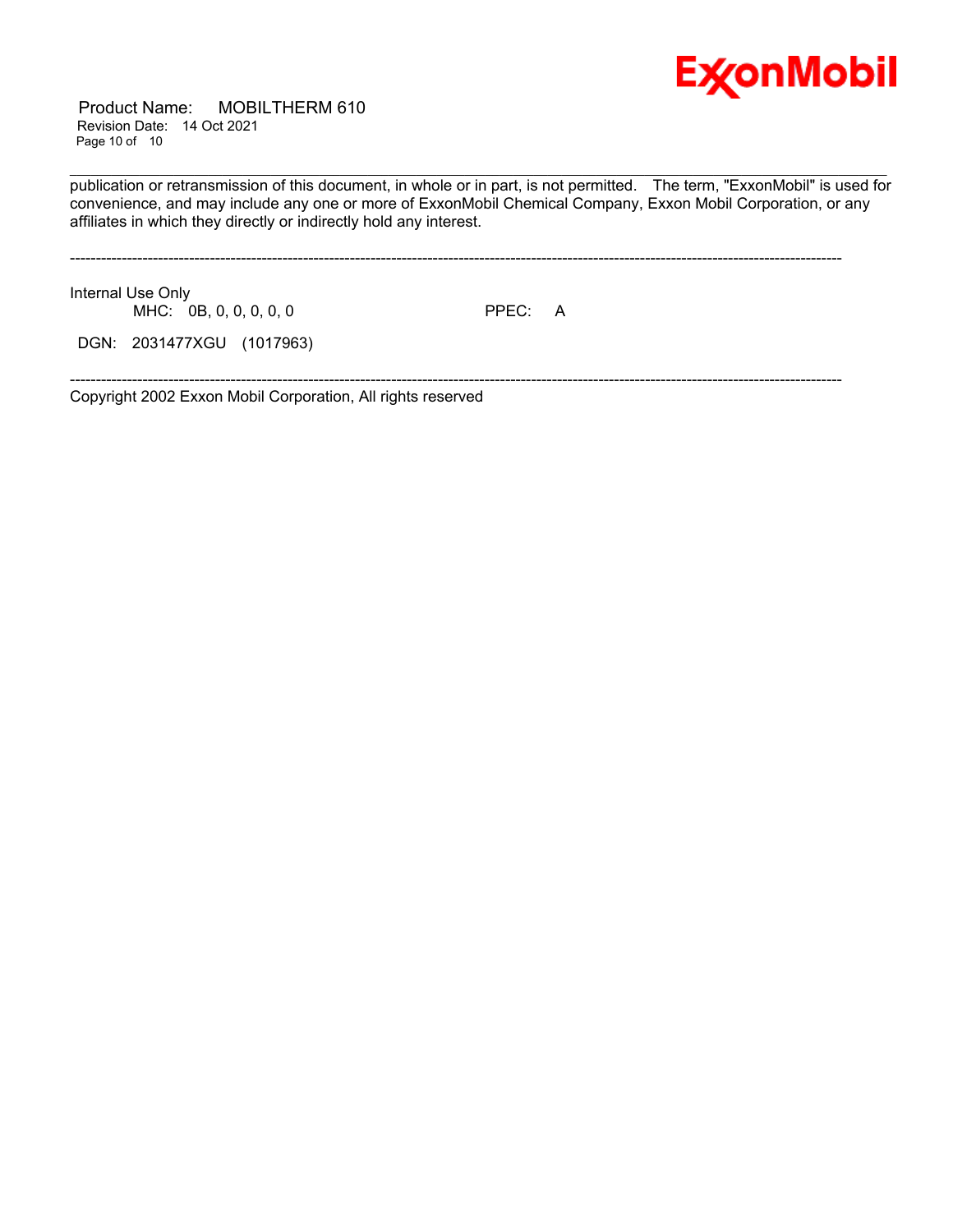publication or retransmission of this document, in whole or in part, is not permitted. The term, "ExxonMobil" is used for convenience, and may include any one or more of ExxonMobil Chemical Company, Exxon Mobil Corporation, or any affiliates in which they directly or indirectly hold any interest.

---

Internal Use Only
MHC: 0B, 0, 0, 0, 0, 0 PPEC: A

DGN: 2031477XGU (1017963)

---

Copyright 2002 Exxon Mobil Corporation, All rights reserved